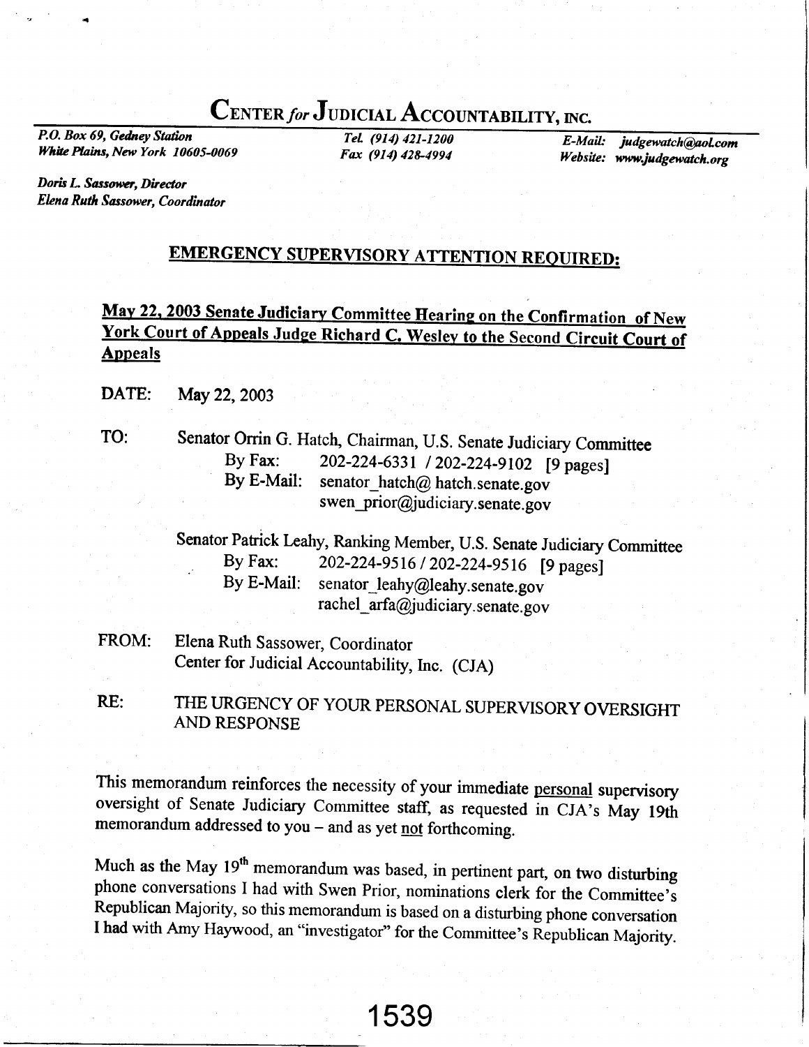# CENTER *for* JUDICIAL ACCOUNTABILITY, INC.

*P.O. Box 69, Gedney Station*
*White Plains, New York 10605-0069*

*Tel. (914) 421-1200*
*Fax (914) 428-4994*

*E-Mail: judgewatch@aol.com*
*Website: www.judgewatch.org*

*Doris L. Sassower, Director*
*Elena Ruth Sassower, Coordinator*

## EMERGENCY SUPERVISORY ATTENTION REQUIRED:

## May 22, 2003 Senate Judiciary Committee Hearing on the Confirmation of New York Court of Appeals Judge Richard C. Wesley to the Second Circuit Court of Appeals

DATE: May 22, 2003

TO: Senator Orrin G. Hatch, Chairman, U.S. Senate Judiciary Committee
By Fax: 202-224-6331 / 202-224-9102 [9 pages]
By E-Mail: senator_hatch@ hatch.senate.gov
swen_prior@judiciary.senate.gov

Senator Patrick Leahy, Ranking Member, U.S. Senate Judiciary Committee
By Fax: 202-224-9516 / 202-224-9516 [9 pages]
By E-Mail: senator_leahy@leahy.senate.gov
rachel_arfa@judiciary.senate.gov

FROM: Elena Ruth Sassower, Coordinator
Center for Judicial Accountability, Inc. (CJA)

RE: THE URGENCY OF YOUR PERSONAL SUPERVISORY OVERSIGHT AND RESPONSE

This memorandum reinforces the necessity of your immediate personal supervisory oversight of Senate Judiciary Committee staff, as requested in CJA's May 19th memorandum addressed to you – and as yet not forthcoming.

Much as the May 19th memorandum was based, in pertinent part, on two disturbing phone conversations I had with Swen Prior, nominations clerk for the Committee's Republican Majority, so this memorandum is based on a disturbing phone conversation I had with Amy Haywood, an "investigator" for the Committee's Republican Majority.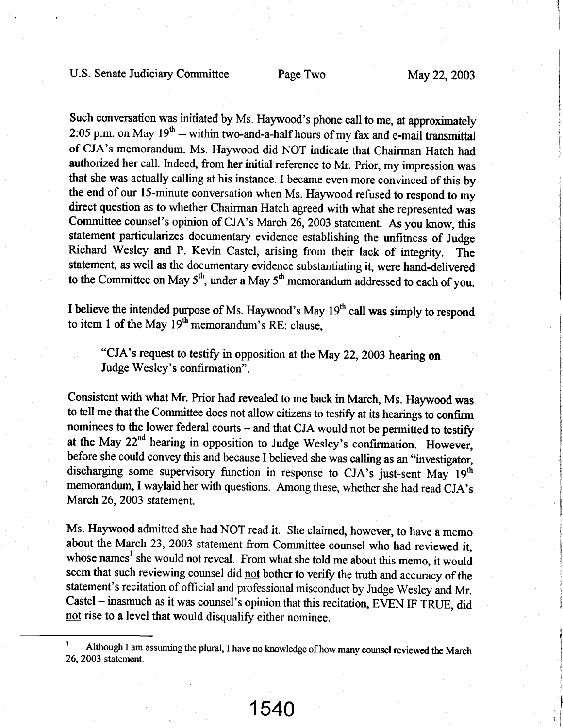Such conversation was initiated by Ms. Haywood's phone call to me, at approximately 2:05 p.m. on May 19th -- within two-and-a-half hours of my fax and e-mail transmittal of CJA's memorandum. Ms. Haywood did NOT indicate that Chairman Hatch had authorized her call. Indeed, from her initial reference to Mr. Prior, my impression was that she was actually calling at his instance. I became even more convinced of this by the end of our 15-minute conversation when Ms. Haywood refused to respond to my direct question as to whether Chairman Hatch agreed with what she represented was Committee counsel's opinion of CJA's March 26, 2003 statement. As you know, this statement particularizes documentary evidence establishing the unfitness of Judge Richard Wesley and P. Kevin Castel, arising from their lack of integrity. The statement, as well as the documentary evidence substantiating it, were hand-delivered to the Committee on May 5th, under a May 5th memorandum addressed to each of you.

I believe the intended purpose of Ms. Haywood's May 19th call was simply to respond to item 1 of the May 19th memorandum's RE: clause,

> "CJA's request to testify in opposition at the May 22, 2003 hearing on Judge Wesley's confirmation".

Consistent with what Mr. Prior had revealed to me back in March, Ms. Haywood was to tell me that the Committee does not allow citizens to testify at its hearings to confirm nominees to the lower federal courts – and that CJA would not be permitted to testify at the May 22nd hearing in opposition to Judge Wesley's confirmation. However, before she could convey this and because I believed she was calling as an "investigator, discharging some supervisory function in response to CJA's just-sent May 19th memorandum, I waylaid her with questions. Among these, whether she had read CJA's March 26, 2003 statement.

Ms. Haywood admitted she had NOT read it. She claimed, however, to have a memo about the March 23, 2003 statement from Committee counsel who had reviewed it, whose names[1] she would not reveal. From what she told me about this memo, it would seem that such reviewing counsel did not bother to verify the truth and accuracy of the statement's recitation of official and professional misconduct by Judge Wesley and Mr. Castel – inasmuch as it was counsel's opinion that this recitation, EVEN IF TRUE, did not rise to a level that would disqualify either nominee.

---

[1] Although I am assuming the plural, I have no knowledge of how many counsel reviewed the March 26, 2003 statement.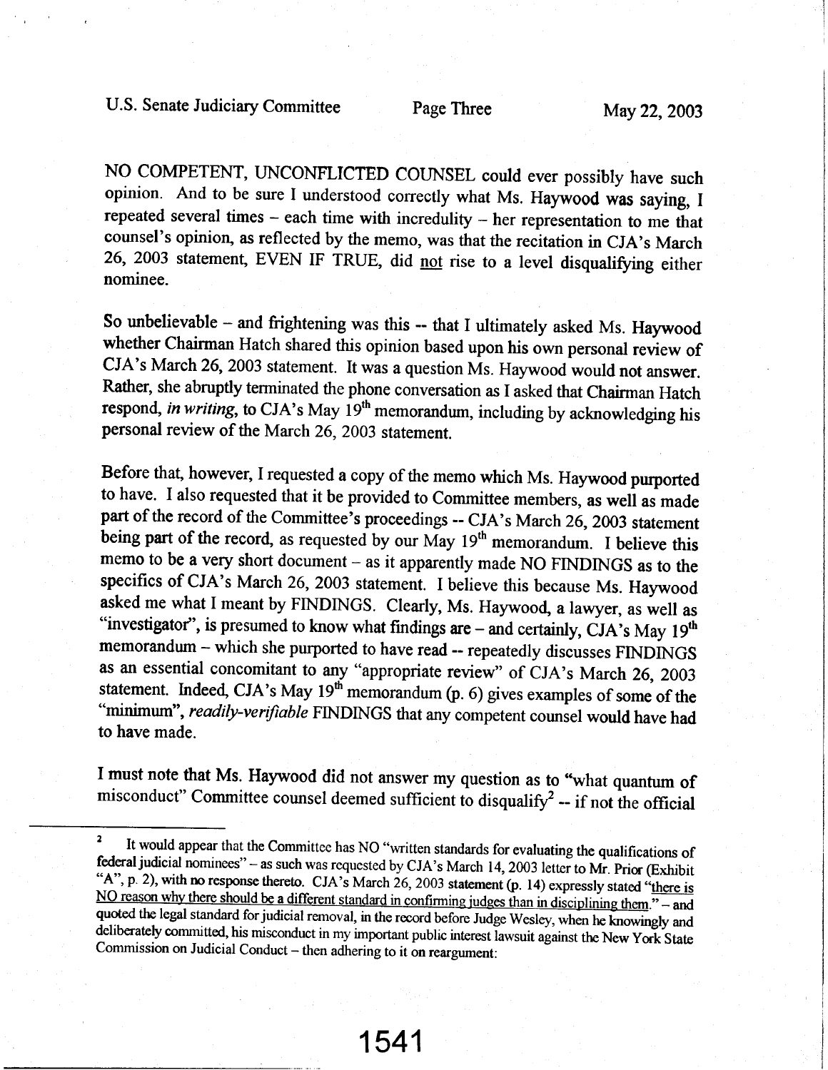NO COMPETENT, UNCONFLICTED COUNSEL could ever possibly have such opinion. And to be sure I understood correctly what Ms. Haywood was saying, I repeated several times – each time with incredulity – her representation to me that counsel's opinion, as reflected by the memo, was that the recitation in CJA's March 26, 2003 statement, EVEN IF TRUE, did not rise to a level disqualifying either nominee.

So unbelievable – and frightening was this -- that I ultimately asked Ms. Haywood whether Chairman Hatch shared this opinion based upon his own personal review of CJA's March 26, 2003 statement. It was a question Ms. Haywood would not answer. Rather, she abruptly terminated the phone conversation as I asked that Chairman Hatch respond, *in writing*, to CJA's May 19th memorandum, including by acknowledging his personal review of the March 26, 2003 statement.

Before that, however, I requested a copy of the memo which Ms. Haywood purported to have. I also requested that it be provided to Committee members, as well as made part of the record of the Committee's proceedings -- CJA's March 26, 2003 statement being part of the record, as requested by our May 19th memorandum. I believe this memo to be a very short document – as it apparently made NO FINDINGS as to the specifics of CJA's March 26, 2003 statement. I believe this because Ms. Haywood asked me what I meant by FINDINGS. Clearly, Ms. Haywood, a lawyer, as well as "investigator", is presumed to know what findings are – and certainly, CJA's May 19th memorandum – which she purported to have read -- repeatedly discusses FINDINGS as an essential concomitant to any "appropriate review" of CJA's March 26, 2003 statement. Indeed, CJA's May 19th memorandum (p. 6) gives examples of some of the "minimum", *readily-verifiable* FINDINGS that any competent counsel would have had to have made.

I must note that Ms. Haywood did not answer my question as to "what quantum of misconduct" Committee counsel deemed sufficient to disqualify[2] -- if not the official

---

[2] It would appear that the Committee has NO "written standards for evaluating the qualifications of federal judicial nominees" – as such was requested by CJA's March 14, 2003 letter to Mr. Prior (Exhibit "A", p. 2), with no response thereto. CJA's March 26, 2003 statement (p. 14) expressly stated "there is NO reason why there should be a different standard in confirming judges than in disciplining them." – and quoted the legal standard for judicial removal, in the record before Judge Wesley, when he knowingly and deliberately committed, his misconduct in my important public interest lawsuit against the New York State Commission on Judicial Conduct – then adhering to it on reargument: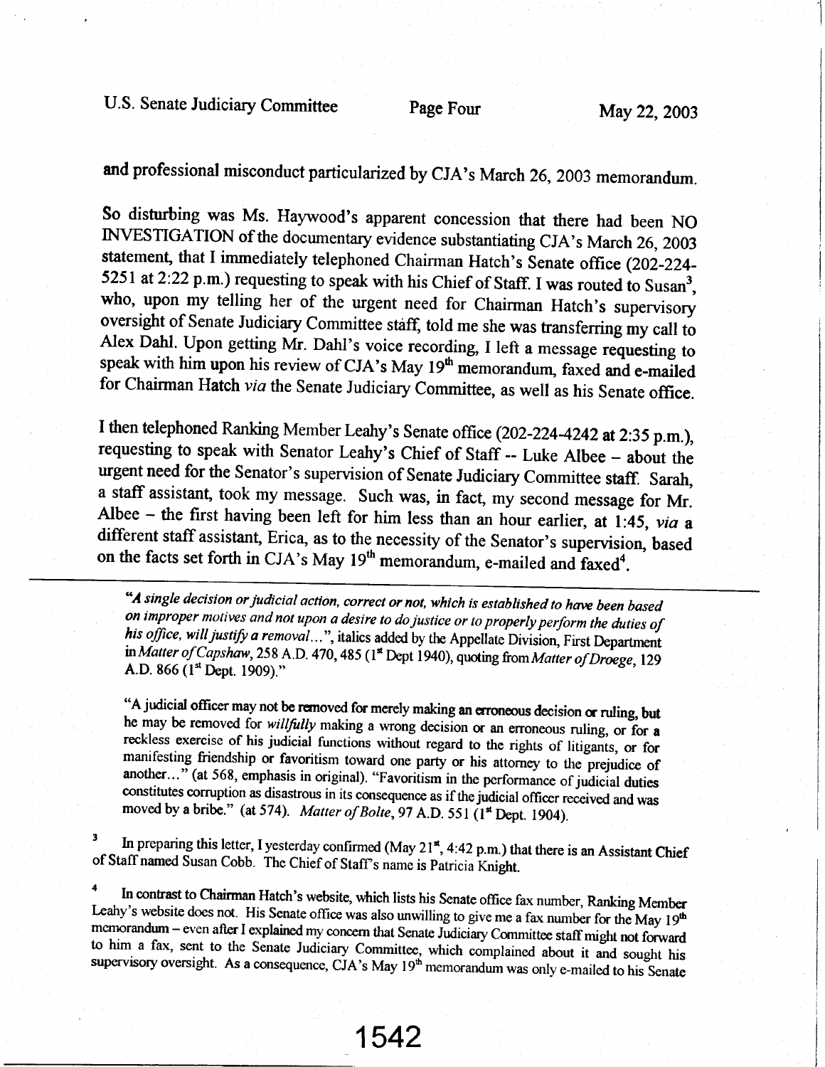and professional misconduct particularized by CJA's March 26, 2003 memorandum.

So disturbing was Ms. Haywood's apparent concession that there had been NO INVESTIGATION of the documentary evidence substantiating CJA's March 26, 2003 statement, that I immediately telephoned Chairman Hatch's Senate office (202-224-5251 at 2:22 p.m.) requesting to speak with his Chief of Staff. I was routed to Susan[3], who, upon my telling her of the urgent need for Chairman Hatch's supervisory oversight of Senate Judiciary Committee staff, told me she was transferring my call to Alex Dahl. Upon getting Mr. Dahl's voice recording, I left a message requesting to speak with him upon his review of CJA's May 19th memorandum, faxed and e-mailed for Chairman Hatch *via* the Senate Judiciary Committee, as well as his Senate office.

I then telephoned Ranking Member Leahy's Senate office (202-224-4242 at 2:35 p.m.), requesting to speak with Senator Leahy's Chief of Staff -- Luke Albee – about the urgent need for the Senator's supervision of Senate Judiciary Committee staff. Sarah, a staff assistant, took my message. Such was, in fact, my second message for Mr. Albee – the first having been left for him less than an hour earlier, at 1:45, *via* a different staff assistant, Erica, as to the necessity of the Senator's supervision, based on the facts set forth in CJA's May 19th memorandum, e-mailed and faxed[4].

---

"*A single decision or judicial action, correct or not, which is established to have been based on improper motives and not upon a desire to do justice or to properly perform the duties of his office, will justify a removal...*", italics added by the Appellate Division, First Department in *Matter of Capshaw*, 258 A.D. 470, 485 (1st Dept 1940), quoting from *Matter of Droege*, 129 A.D. 866 (1st Dept. 1909)."

"A judicial officer may not be removed for merely making an erroneous decision or ruling, but he may be removed for *willfully* making a wrong decision or an erroneous ruling, or for a reckless exercise of his judicial functions without regard to the rights of litigants, or for manifesting friendship or favoritism toward one party or his attorney to the prejudice of another..." (at 568, emphasis in original). "Favoritism in the performance of judicial duties constitutes corruption as disastrous in its consequence as if the judicial officer received and was moved by a bribe." (at 574). *Matter of Bolte*, 97 A.D. 551 (1st Dept. 1904).

[3] In preparing this letter, I yesterday confirmed (May 21st, 4:42 p.m.) that there is an Assistant Chief of Staff named Susan Cobb. The Chief of Staff's name is Patricia Knight.

[4] In contrast to Chairman Hatch's website, which lists his Senate office fax number, Ranking Member Leahy's website does not. His Senate office was also unwilling to give me a fax number for the May 19th memorandum – even after I explained my concern that Senate Judiciary Committee staff might not forward to him a fax, sent to the Senate Judiciary Committee, which complained about it and sought his supervisory oversight. As a consequence, CJA's May 19th memorandum was only e-mailed to his Senate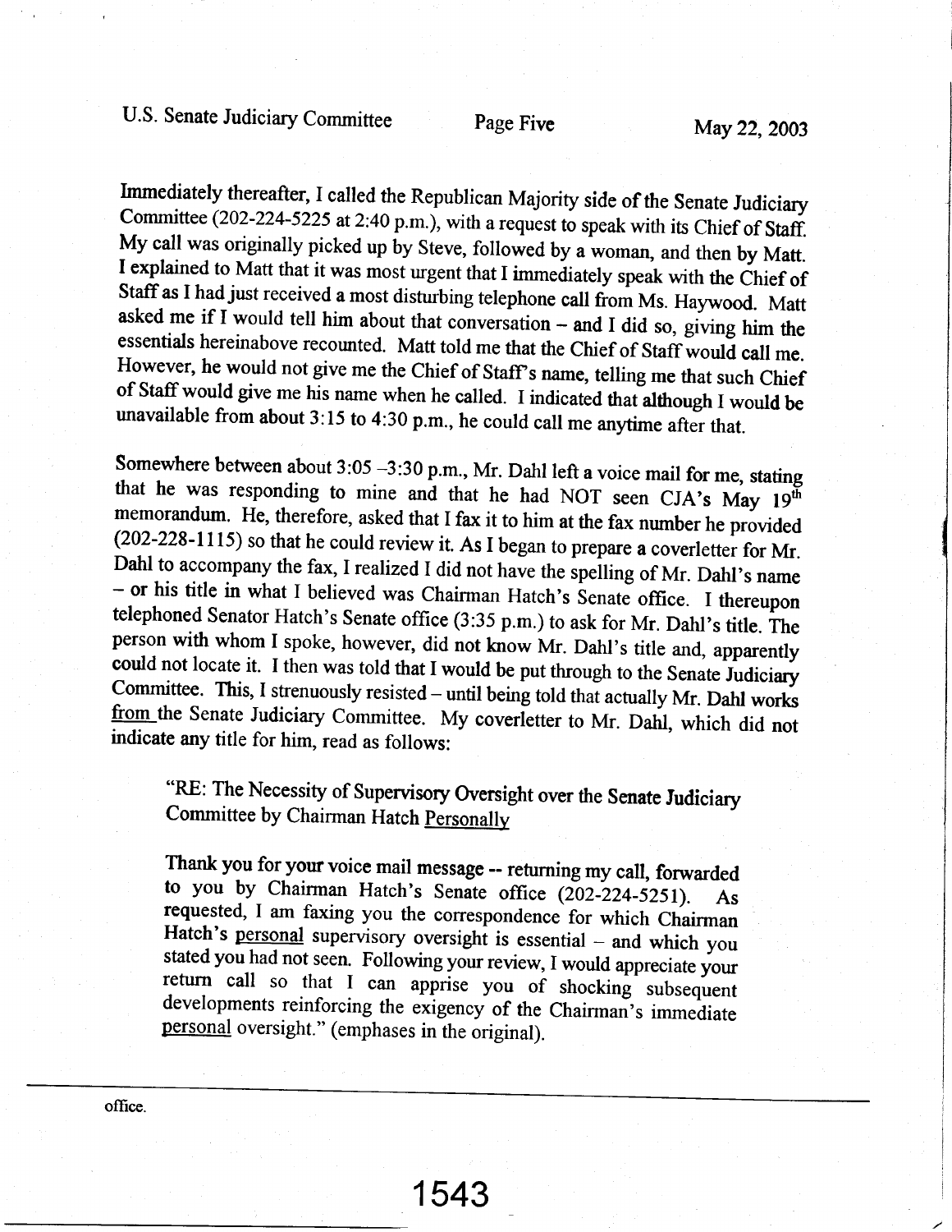Immediately thereafter, I called the Republican Majority side of the Senate Judiciary Committee (202-224-5225 at 2:40 p.m.), with a request to speak with its Chief of Staff. My call was originally picked up by Steve, followed by a woman, and then by Matt. I explained to Matt that it was most urgent that I immediately speak with the Chief of Staff as I had just received a most disturbing telephone call from Ms. Haywood. Matt asked me if I would tell him about that conversation – and I did so, giving him the essentials hereinabove recounted. Matt told me that the Chief of Staff would call me. However, he would not give me the Chief of Staff's name, telling me that such Chief of Staff would give me his name when he called. I indicated that although I would be unavailable from about 3:15 to 4:30 p.m., he could call me anytime after that.

Somewhere between about 3:05 –3:30 p.m., Mr. Dahl left a voice mail for me, stating that he was responding to mine and that he had NOT seen CJA's May 19th memorandum. He, therefore, asked that I fax it to him at the fax number he provided (202-228-1115) so that he could review it. As I began to prepare a coverletter for Mr. Dahl to accompany the fax, I realized I did not have the spelling of Mr. Dahl's name – or his title in what I believed was Chairman Hatch's Senate office. I thereupon telephoned Senator Hatch's Senate office (3:35 p.m.) to ask for Mr. Dahl's title. The person with whom I spoke, however, did not know Mr. Dahl's title and, apparently could not locate it. I then was told that I would be put through to the Senate Judiciary Committee. This, I strenuously resisted – until being told that actually Mr. Dahl works <u>from</u> the Senate Judiciary Committee. My coverletter to Mr. Dahl, which did not indicate any title for him, read as follows:

> "RE: The Necessity of Supervisory Oversight over the Senate Judiciary Committee by Chairman Hatch <u>Personally</u>
>
> Thank you for your voice mail message -- returning my call, forwarded to you by Chairman Hatch's Senate office (202-224-5251). As requested, I am faxing you the correspondence for which Chairman Hatch's <u>personal</u> supervisory oversight is essential – and which you stated you had not seen. Following your review, I would appreciate your return call so that I can apprise you of shocking subsequent developments reinforcing the exigency of the Chairman's immediate <u>personal</u> oversight." (emphases in the original).

---

office.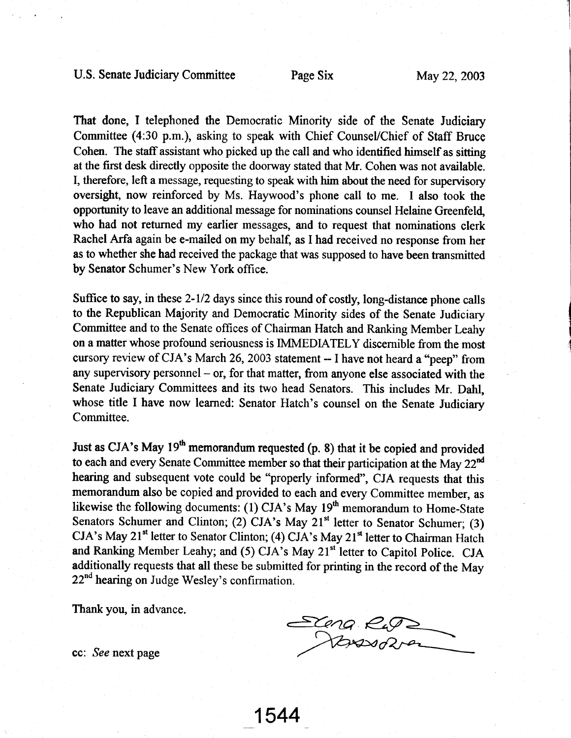That done, I telephoned the Democratic Minority side of the Senate Judiciary Committee (4:30 p.m.), asking to speak with Chief Counsel/Chief of Staff Bruce Cohen. The staff assistant who picked up the call and who identified himself as sitting at the first desk directly opposite the doorway stated that Mr. Cohen was not available. I, therefore, left a message, requesting to speak with him about the need for supervisory oversight, now reinforced by Ms. Haywood's phone call to me. I also took the opportunity to leave an additional message for nominations counsel Helaine Greenfeld, who had not returned my earlier messages, and to request that nominations clerk Rachel Arfa again be e-mailed on my behalf, as I had received no response from her as to whether she had received the package that was supposed to have been transmitted by Senator Schumer's New York office.

Suffice to say, in these 2-1/2 days since this round of costly, long-distance phone calls to the Republican Majority and Democratic Minority sides of the Senate Judiciary Committee and to the Senate offices of Chairman Hatch and Ranking Member Leahy on a matter whose profound seriousness is IMMEDIATELY discernible from the most cursory review of CJA's March 26, 2003 statement -- I have not heard a "peep" from any supervisory personnel – or, for that matter, from anyone else associated with the Senate Judiciary Committees and its two head Senators. This includes Mr. Dahl, whose title I have now learned: Senator Hatch's counsel on the Senate Judiciary Committee.

Just as CJA's May 19th memorandum requested (p. 8) that it be copied and provided to each and every Senate Committee member so that their participation at the May 22nd hearing and subsequent vote could be "properly informed", CJA requests that this memorandum also be copied and provided to each and every Committee member, as likewise the following documents: (1) CJA's May 19th memorandum to Home-State Senators Schumer and Clinton; (2) CJA's May 21st letter to Senator Schumer; (3) CJA's May 21st letter to Senator Clinton; (4) CJA's May 21st letter to Chairman Hatch and Ranking Member Leahy; and (5) CJA's May 21st letter to Capitol Police. CJA additionally requests that all these be submitted for printing in the record of the May 22nd hearing on Judge Wesley's confirmation.

Thank you, in advance.

Elena Ruth Sassower

cc: *See* next page

1544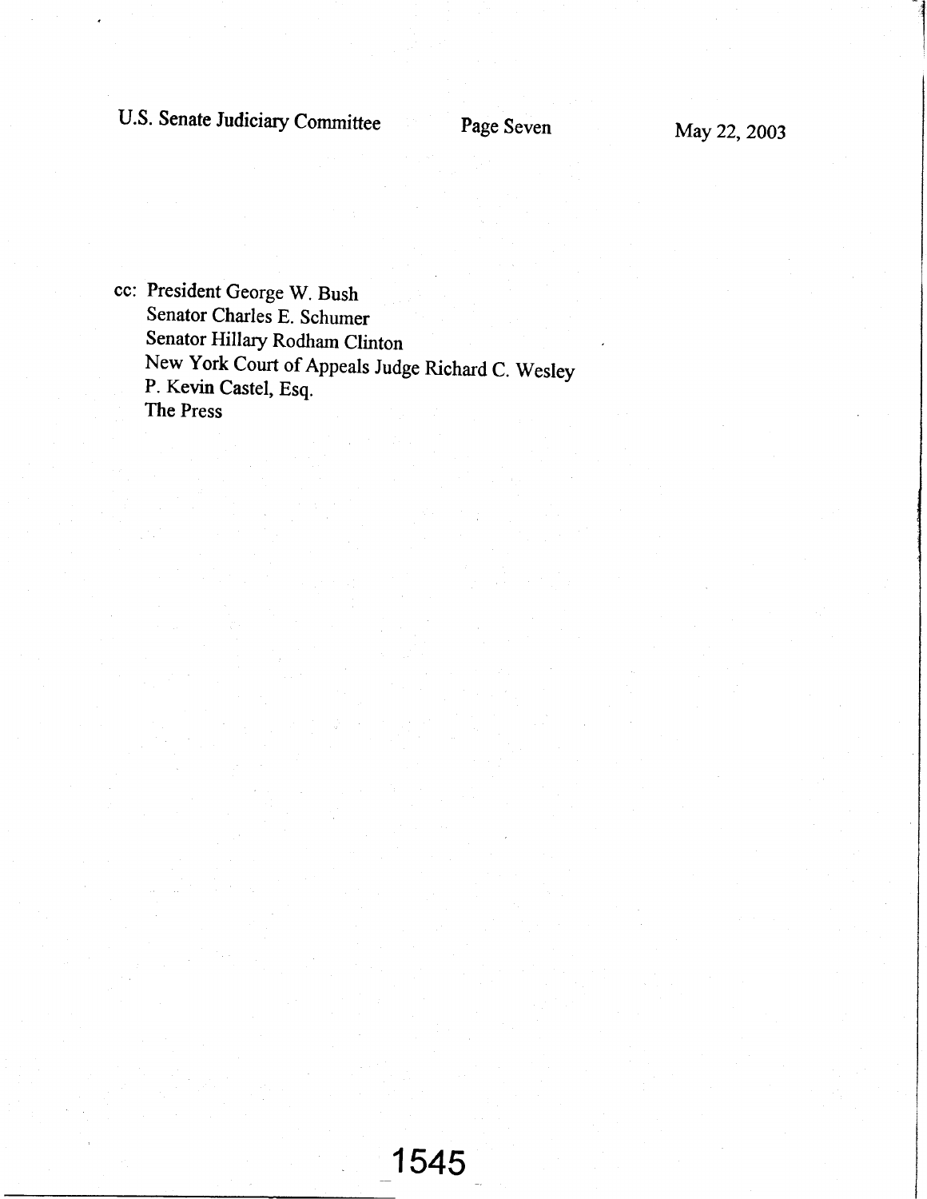cc: President George W. Bush
Senator Charles E. Schumer
Senator Hillary Rodham Clinton
New York Court of Appeals Judge Richard C. Wesley
P. Kevin Castel, Esq.
The Press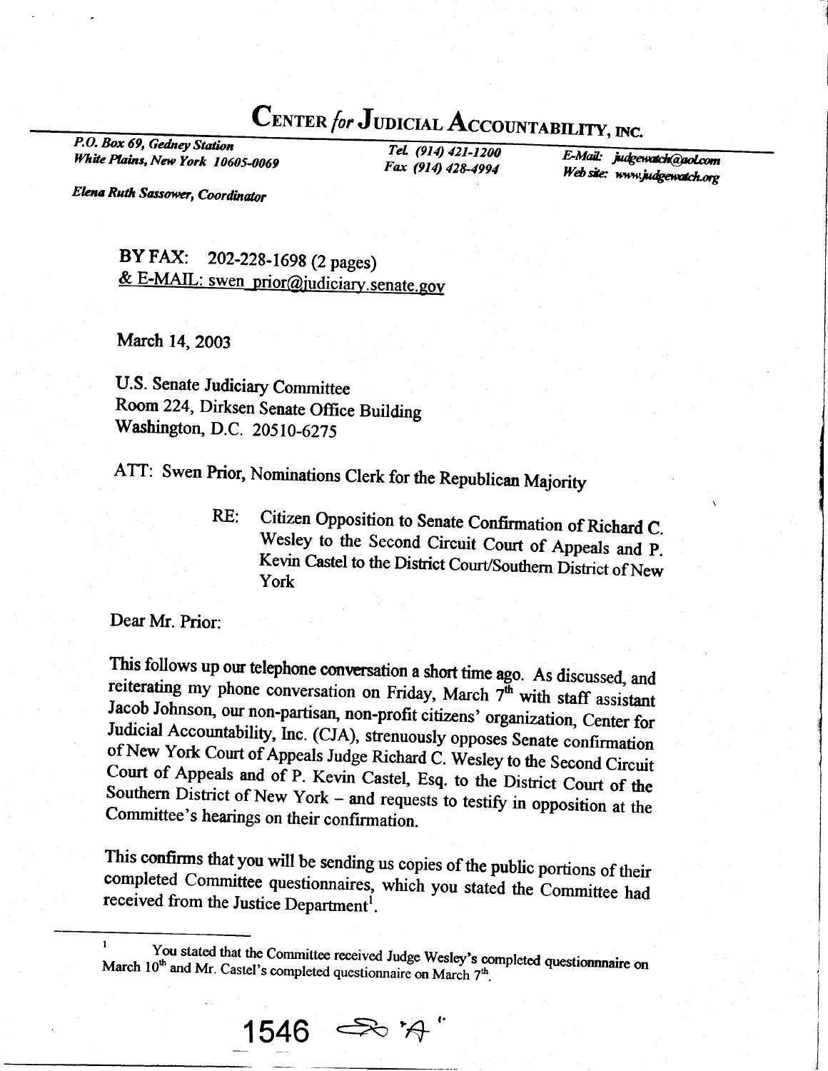# CENTER *for* JUDICIAL ACCOUNTABILITY, INC.

*P.O. Box 69, Gedney Station*
*White Plains, New York 10605-0069*

*Tel. (914) 421-1200*
*Fax (914) 428-4994*

*E-Mail: judgewatch@aol.com*
*Web site: www.judgewatch.org*

*Elena Ruth Sassower, Coordinator*

BY FAX: 202-228-1698 (2 pages)
& E-MAIL: swen_prior@judiciary.senate.gov

March 14, 2003

U.S. Senate Judiciary Committee
Room 224, Dirksen Senate Office Building
Washington, D.C. 20510-6275

ATT: Swen Prior, Nominations Clerk for the Republican Majority

RE: Citizen Opposition to Senate Confirmation of Richard C. Wesley to the Second Circuit Court of Appeals and P. Kevin Castel to the District Court/Southern District of New York

Dear Mr. Prior:

This follows up our telephone conversation a short time ago. As discussed, and reiterating my phone conversation on Friday, March 7th with staff assistant Jacob Johnson, our non-partisan, non-profit citizens' organization, Center for Judicial Accountability, Inc. (CJA), strenuously opposes Senate confirmation of New York Court of Appeals Judge Richard C. Wesley to the Second Circuit Court of Appeals and of P. Kevin Castel, Esq. to the District Court of the Southern District of New York – and requests to testify in opposition at the Committee's hearings on their confirmation.

This confirms that you will be sending us copies of the public portions of their completed Committee questionnaires, which you stated the Committee had received from the Justice Department[1].

---

[1] You stated that the Committee received Judge Wesley's completed questionnnaire on March 10th and Mr. Castel's completed questionnaire on March 7th.

1546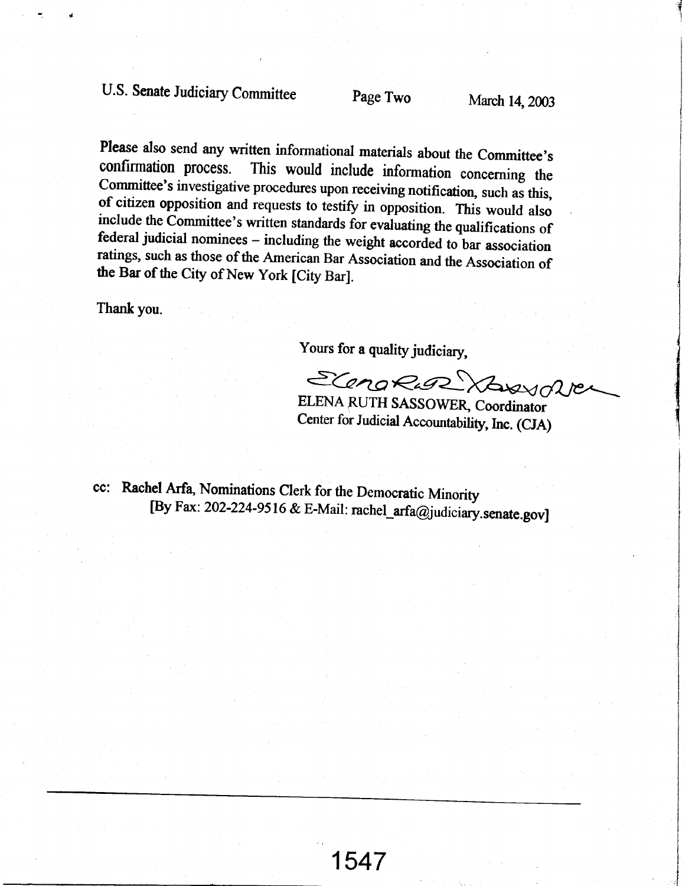Please also send any written informational materials about the Committee's confirmation process. This would include information concerning the Committee's investigative procedures upon receiving notification, such as this, of citizen opposition and requests to testify in opposition. This would also include the Committee's written standards for evaluating the qualifications of federal judicial nominees – including the weight accorded to bar association ratings, such as those of the American Bar Association and the Association of the Bar of the City of New York [City Bar].

Thank you.

Yours for a quality judiciary,

ELENA RUTH SASSOWER, Coordinator
Center for Judicial Accountability, Inc. (CJA)

cc: **Rachel Arfa**, Nominations Clerk for the Democratic Minority
[By Fax: 202-224-9516 & E-Mail: rachel_arfa@judiciary.senate.gov]